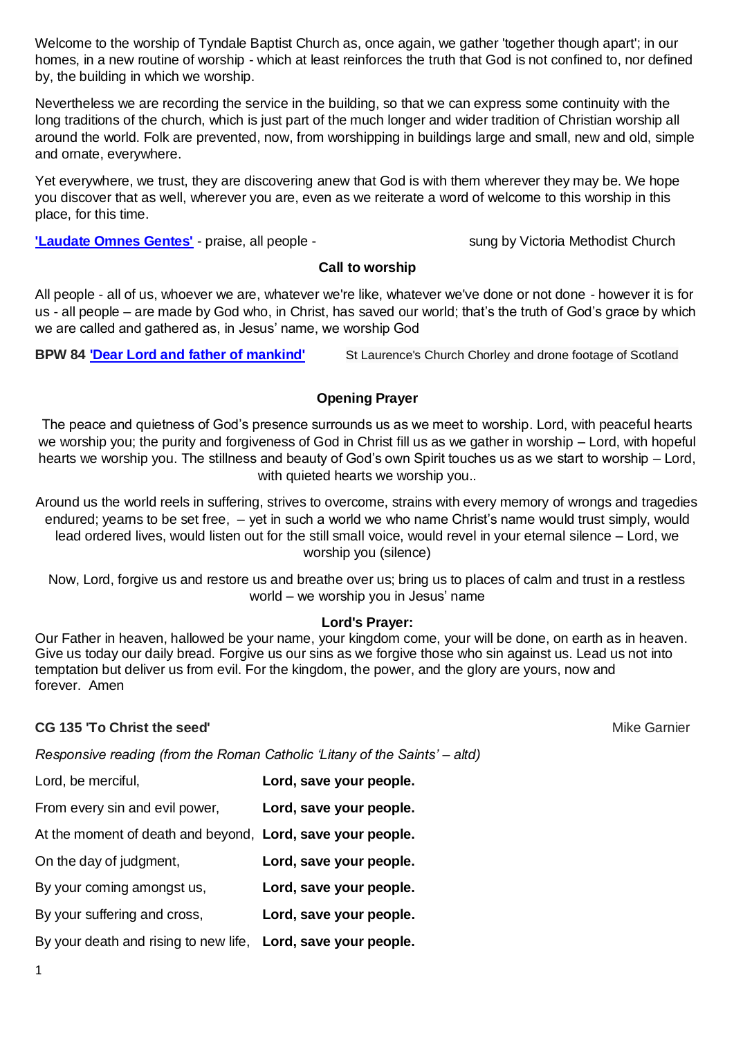Welcome to the worship of Tyndale Baptist Church as, once again, we gather 'together though apart'; in our homes, in a new routine of worship - which at least reinforces the truth that God is not confined to, nor defined by, the building in which we worship.

Nevertheless we are recording the service in the building, so that we can express some continuity with the long traditions of the church, which is just part of the much longer and wider tradition of Christian worship all around the world. Folk are prevented, now, from worshipping in buildings large and small, new and old, simple and ornate, everywhere.

Yet everywhere, we trust, they are discovering anew that God is with them wherever they may be. We hope you discover that as well, wherever you are, even as we reiterate a word of welcome to this worship in this place, for this time.

**'Laudate Omnes Gentes'** - praise, all people - sung by Victoria Methodist Church

**Call to worship**

All people - all of us, whoever we are, whatever we're like, whatever we've done or not done - however it is for us - all people – are made by God who, in Christ, has saved our world; that's the truth of God's grace by which we are called and gathered as, in Jesus' name, we worship God

**BPW 84 'Dear Lord and father of mankind'** St Laurence's Church Chorley and drone footage of Scotland

**Opening Prayer**

The peace and quietness of God's presence surrounds us as we meet to worship. Lord, with peaceful hearts we worship you; the purity and forgiveness of God in Christ fill us as we gather in worship – Lord, with hopeful hearts we worship you. The stillness and beauty of God's own Spirit touches us as we start to worship – Lord, with quieted hearts we worship you..

Around us the world reels in suffering, strives to overcome, strains with every memory of wrongs and tragedies endured; yearns to be set free, – yet in such a world we who name Christ's name would trust simply, would lead ordered lives, would listen out for the still small voice, would revel in your eternal silence – Lord, we worship you (silence)

Now, Lord, forgive us and restore us and breathe over us; bring us to places of calm and trust in a restless world – we worship you in Jesus' name

**Lord's Prayer:**

Our Father in heaven, hallowed be your name, your kingdom come, your will be done, on earth as in heaven. Give us today our daily bread. Forgive us our sins as we forgive those who sin against us. Lead us not into temptation but deliver us from evil. For the kingdom, the power, and the glory are yours, now and forever. Amen

**CG 135 'To Christ the seed'** Mike Garnier

*Responsive reading (from the Roman Catholic 'Litany of the Saints' – altd)*

Lord, be merciful, **Lord, save your people.**

From every sin and evil power, **Lord, save your people.**

At the moment of death and beyond, **Lord, save your people.**

On the day of judgment, **Lord, save your people.**

By your coming amongst us, **Lord, save your people.**

By your suffering and cross, **Lord, save your people.**

By your death and rising to new life, **Lord, save your people.**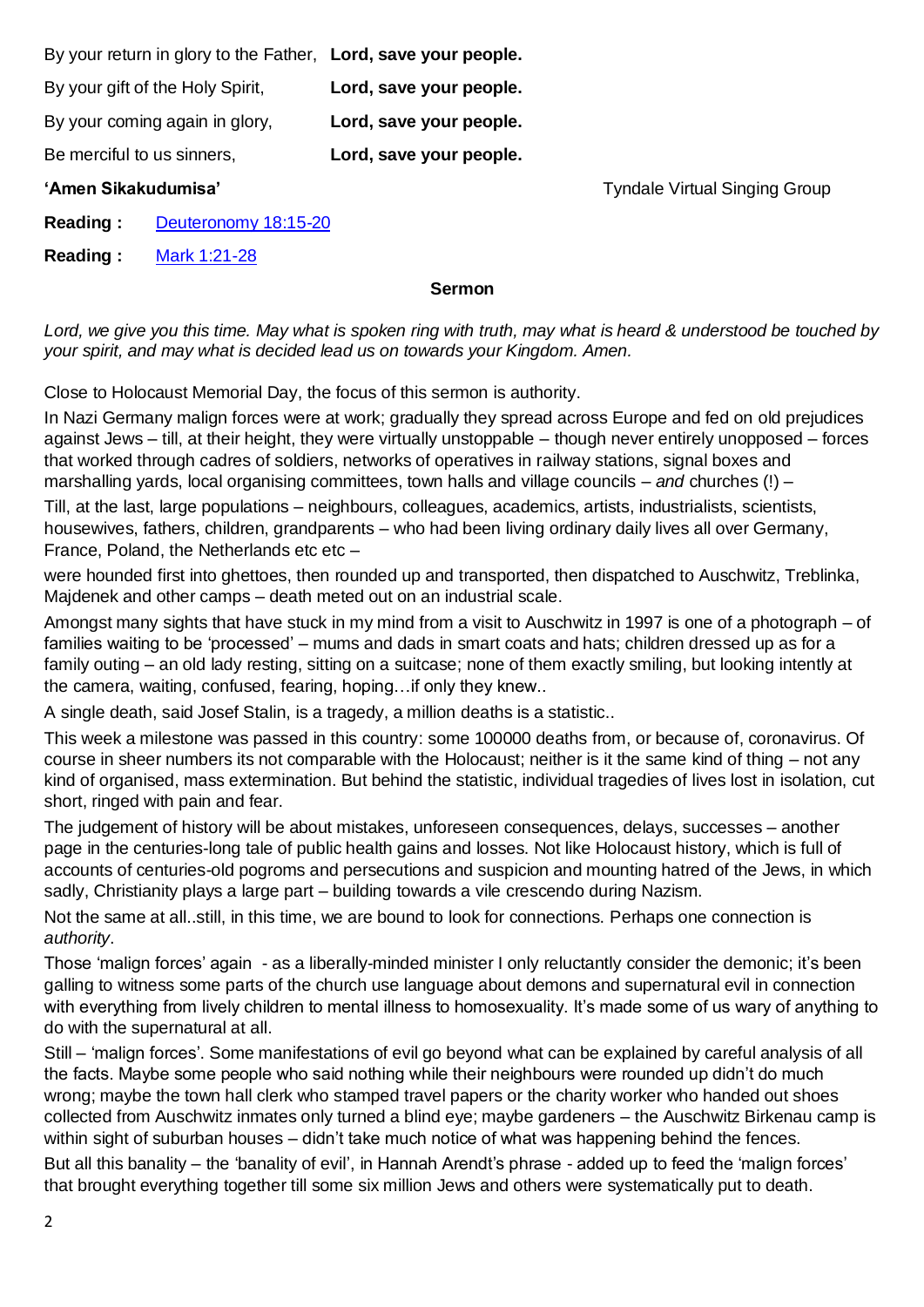By your return in glory to the Father, **Lord, save your people.**

By your gift of the Holy Spirit, **Lord, save your people.**

By your coming again in glory, **Lord, save your people.**

Be merciful to us sinners, **Lord, save your people.**

**'Amen Sikakudumisa'** Tyndale Virtual Singing Group

**Reading :** Deuteronomy 18:15-20

**Reading :** Mark 1:21-28

**Sermon**

*Lord, we give you this time. May what is spoken ring with truth, may what is heard & understood be touched by your spirit, and may what is decided lead us on towards your Kingdom. Amen.*

Close to Holocaust Memorial Day, the focus of this sermon is authority.

In Nazi Germany malign forces were at work; gradually they spread across Europe and fed on old prejudices against Jews – till, at their height, they were virtually unstoppable – though never entirely unopposed – forces that worked through cadres of soldiers, networks of operatives in railway stations, signal boxes and marshalling yards, local organising committees, town halls and village councils – *and* churches (!) –

Till, at the last, large populations – neighbours, colleagues, academics, artists, industrialists, scientists, housewives, fathers, children, grandparents – who had been living ordinary daily lives all over Germany, France, Poland, the Netherlands etc etc –

were hounded first into ghettoes, then rounded up and transported, then dispatched to Auschwitz, Treblinka, Majdenek and other camps – death meted out on an industrial scale.

Amongst many sights that have stuck in my mind from a visit to Auschwitz in 1997 is one of a photograph – of families waiting to be 'processed' – mums and dads in smart coats and hats; children dressed up as for a family outing – an old lady resting, sitting on a suitcase; none of them exactly smiling, but looking intently at the camera, waiting, confused, fearing, hoping…if only they knew..

A single death, said Josef Stalin, is a tragedy, a million deaths is a statistic..

This week a milestone was passed in this country: some 100000 deaths from, or because of, coronavirus. Of course in sheer numbers its not comparable with the Holocaust; neither is it the same kind of thing – not any kind of organised, mass extermination. But behind the statistic, individual tragedies of lives lost in isolation, cut short, ringed with pain and fear.

The judgement of history will be about mistakes, unforeseen consequences, delays, successes – another page in the centuries-long tale of public health gains and losses. Not like Holocaust history, which is full of accounts of centuries-old pogroms and persecutions and suspicion and mounting hatred of the Jews, in which sadly, Christianity plays a large part – building towards a vile crescendo during Nazism.

Not the same at all..still, in this time, we are bound to look for connections. Perhaps one connection is *authority*.

Those 'malign forces' again - as a liberally-minded minister I only reluctantly consider the demonic; it's been galling to witness some parts of the church use language about demons and supernatural evil in connection with everything from lively children to mental illness to homosexuality. It's made some of us wary of anything to do with the supernatural at all.

Still – 'malign forces'. Some manifestations of evil go beyond what can be explained by careful analysis of all the facts. Maybe some people who said nothing while their neighbours were rounded up didn't do much wrong; maybe the town hall clerk who stamped travel papers or the charity worker who handed out shoes collected from Auschwitz inmates only turned a blind eye; maybe gardeners – the Auschwitz Birkenau camp is within sight of suburban houses – didn't take much notice of what was happening behind the fences.

But all this banality – the 'banality of evil', in Hannah Arendt's phrase - added up to feed the 'malign forces' that brought everything together till some six million Jews and others were systematically put to death.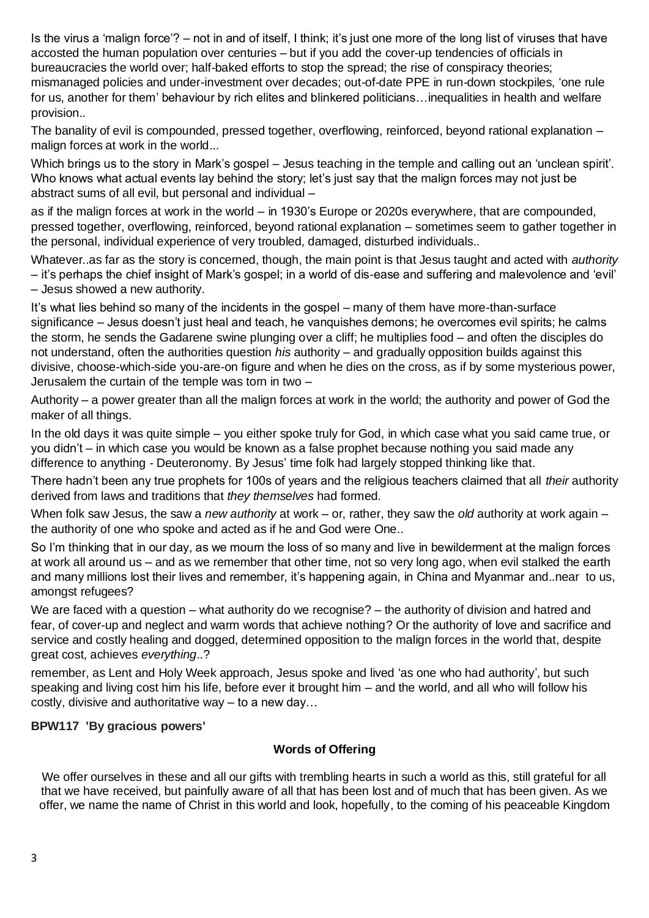Is the virus a 'malign force'? – not in and of itself, I think; it's just one more of the long list of viruses that have accosted the human population over centuries – but if you add the cover-up tendencies of officials in bureaucracies the world over; half-baked efforts to stop the spread; the rise of conspiracy theories; mismanaged policies and under-investment over decades; out-of-date PPE in run-down stockpiles, 'one rule for us, another for them' behaviour by rich elites and blinkered politicians…inequalities in health and welfare provision..

The banality of evil is compounded, pressed together, overflowing, reinforced, beyond rational explanation – malign forces at work in the world...

Which brings us to the story in Mark's gospel – Jesus teaching in the temple and calling out an 'unclean spirit'. Who knows what actual events lay behind the story; let's just say that the malign forces may not just be abstract sums of all evil, but personal and individual –

as if the malign forces at work in the world – in 1930's Europe or 2020s everywhere, that are compounded, pressed together, overflowing, reinforced, beyond rational explanation – sometimes seem to gather together in the personal, individual experience of very troubled, damaged, disturbed individuals..

Whatever..as far as the story is concerned, though, the main point is that Jesus taught and acted with *authority* – it's perhaps the chief insight of Mark's gospel; in a world of dis-ease and suffering and malevolence and 'evil' – Jesus showed a new authority.

It's what lies behind so many of the incidents in the gospel – many of them have more-than-surface significance – Jesus doesn't just heal and teach, he vanquishes demons; he overcomes evil spirits; he calms the storm, he sends the Gadarene swine plunging over a cliff; he multiplies food – and often the disciples do not understand, often the authorities question *his* authority – and gradually opposition builds against this divisive, choose-which-side you-are-on figure and when he dies on the cross, as if by some mysterious power, Jerusalem the curtain of the temple was torn in two –

Authority – a power greater than all the malign forces at work in the world; the authority and power of God the maker of all things.

In the old days it was quite simple – you either spoke truly for God, in which case what you said came true, or you didn't – in which case you would be known as a false prophet because nothing you said made any difference to anything - Deuteronomy. By Jesus' time folk had largely stopped thinking like that.

There hadn't been any true prophets for 100s of years and the religious teachers claimed that all *their* authority derived from laws and traditions that *they themselves* had formed.

When folk saw Jesus, the saw a *new authority* at work – or, rather, they saw the *old* authority at work again – the authority of one who spoke and acted as if he and God were One..

So I'm thinking that in our day, as we mourn the loss of so many and live in bewilderment at the malign forces at work all around us – and as we remember that other time, not so very long ago, when evil stalked the earth and many millions lost their lives and remember, it's happening again, in China and Myanmar and..near to us, amongst refugees?

We are faced with a question – what authority do we recognise? – the authority of division and hatred and fear, of cover-up and neglect and warm words that achieve nothing? Or the authority of love and sacrifice and service and costly healing and dogged, determined opposition to the malign forces in the world that, despite great cost, achieves *everything*..?

remember, as Lent and Holy Week approach, Jesus spoke and lived 'as one who had authority', but such speaking and living cost him his life, before ever it brought him – and the world, and all who will follow his costly, divisive and authoritative way – to a new day…

**BPW117 'By gracious powers'**

**Words of Offering**

We offer ourselves in these and all our gifts with trembling hearts in such a world as this, still grateful for all that we have received, but painfully aware of all that has been lost and of much that has been given. As we offer, we name the name of Christ in this world and look, hopefully, to the coming of his peaceable Kingdom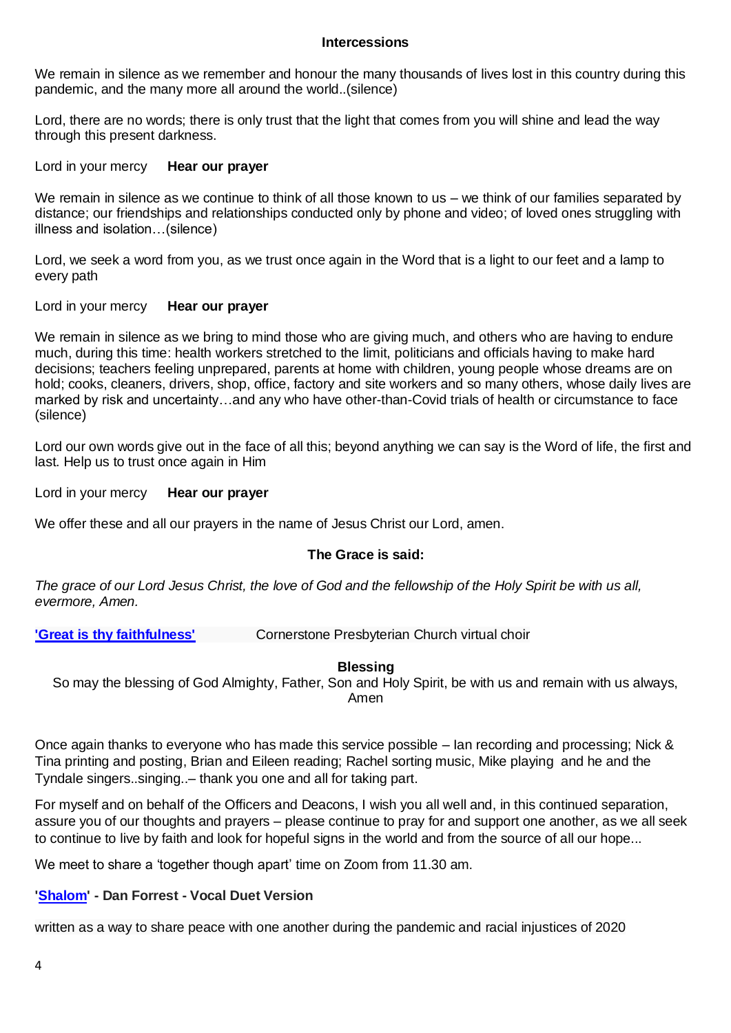### Intercessions

We remain in silence as we remember and honour the many thousands of lives lost in this country during this pandemic, and the many more all around the world..(silence)

Lord, there are no words; there is only trust that the light that comes from you will shine and lead the way through this present darkness.

Lord in your mercy **Hear our prayer**

We remain in silence as we continue to think of all those known to us – we think of our families separated by distance; our friendships and relationships conducted only by phone and video; of loved ones struggling with illness and isolation…(silence)

Lord, we seek a word from you, as we trust once again in the Word that is a light to our feet and a lamp to every path

Lord in your mercy **Hear our prayer**

We remain in silence as we bring to mind those who are giving much, and others who are having to endure much, during this time: health workers stretched to the limit, politicians and officials having to make hard decisions; teachers feeling unprepared, parents at home with children, young people whose dreams are on hold; cooks, cleaners, drivers, shop, office, factory and site workers and so many others, whose daily lives are marked by risk and uncertainty…and any who have other-than-Covid trials of health or circumstance to face (silence)

Lord our own words give out in the face of all this; beyond anything we can say is the Word of life, the first and last. Help us to trust once again in Him

Lord in your mercy **Hear our prayer**

We offer these and all our prayers in the name of Jesus Christ our Lord, amen.

**The Grace is said:**

*The grace of our Lord Jesus Christ, the love of God and the fellowship of the Holy Spirit be with us all, evermore, Amen.*

**'Great is thy faithfulness'** Cornerstone Presbyterian Church virtual choir

**Blessing**

So may the blessing of God Almighty, Father, Son and Holy Spirit, be with us and remain with us always, Amen

Once again thanks to everyone who has made this service possible – Ian recording and processing; Nick & Tina printing and posting, Brian and Eileen reading; Rachel sorting music, Mike playing and he and the Tyndale singers..singing..– thank you one and all for taking part.

For myself and on behalf of the Officers and Deacons, I wish you all well and, in this continued separation, assure you of our thoughts and prayers – please continue to pray for and support one another, as we all seek to continue to live by faith and look for hopeful signs in the world and from the source of all our hope...

We meet to share a 'together though apart' time on Zoom from 11.30 am.

**'Shalom' - Dan Forrest - Vocal Duet Version**

written as a way to share peace with one another during the pandemic and racial injustices of 2020